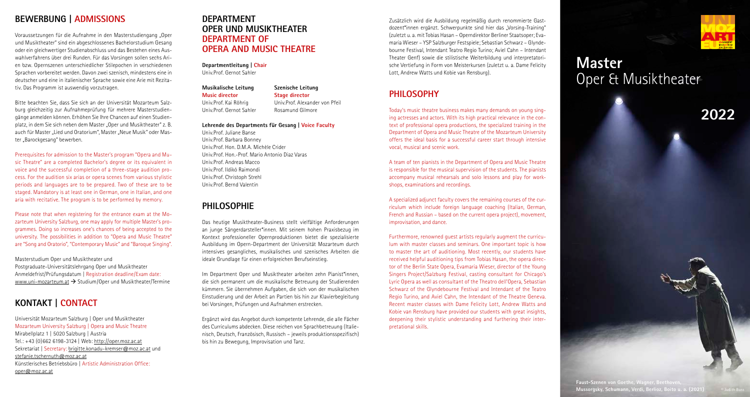## BEWERBUNG | ADMISSIONS

Voraussetzungen für die Aufnahme in den Masterstudiengang „Oper und Musiktheater" sind ein abgeschlossenes Bachelorstudium Gesang oder ein gleichwertiger Studienabschluss und das Bestehen eines Auswahlverfahrens über drei Runden. Für das Vorsingen sollen sechs Arien bzw. Opernszenen unterschiedlicher Stilepochen in verschiedenen Sprachen vorbereitet werden. Davon zwei szenisch, mindestens eine in deutscher und eine in italienischer Sprache sowie eine Arie mit Rezitativ. Das Programm ist auswendig vorzutragen.

Bitte beachten Sie, dass Sie sich an der Universität Mozarteum Salzburg gleichzeitig zur Aufnahmeprüfung für mehrere Masterstudiengänge anmelden können. Erhöhen Sie Ihre Chancen auf einen Studienplatz, in dem Sie sich neben dem Master „Oper und Musiktheater" z. B. auch für Master „Lied und Oratorium", Master „Neue Musik" oder Master „Barockgesang" bewerben.

Prerequisites for admission to the Master's program "Opera and Music Theatre" are a completed Bachelor's degree or its equivalent in voice and the successful completion of a three-stage audition process. For the audition six arias or opera scenes from various stylistic periods and languages are to be prepared. Two of these are to be staged. Mandatory is at least one in German, one in Italian, and one aria with recitative. The program is to be performed by memory.

Please note that when registering for the entrance exam at the Mozarteum University Salzburg, one may apply for multiple Master's programmes. Doing so increases one's chances of being accepted to the university. The possibilities in addition to "Opera and Music Theatre" are "Song and Oratorio", "Contemporary Music" and "Baroque Singing".

Masterstudium Oper und Musiktheater und
Postgraduate-Universitätslehrgang Oper und Musiktheater
Anmeldefrist/Prüfungsdatum | Registration deadline/Exam date:
www.uni-mozarteum.at → Studium/Oper und Musiktheater/Termine

## KONTAKT | CONTACT

Universität Mozarteum Salzburg | Oper und Musiktheater
Mozarteum University Salzburg | Opera and Music Theatre
Mirabellplatz 1 | 5020 Salzburg | Austria
Tel.: +43 (0)662 6198-3124 | Web: http://oper.moz.ac.at
Sekretariat | Secretary: brigitte.konadu-kremser@moz.ac.at und stefanie.tschernuth@moz.ac.at
Künstlerisches Betriebsbüro | Artistic Administration Office: oper@moz.ac.at

## DEPARTMENT OPER UND MUSIKTHEATER DEPARTMENT OF OPERA AND MUSIC THEATRE

**Departmentleitung | Chair**
Univ.Prof. Gernot Sahler

**Musikalische Leitung**
**Music director**
Univ.Prof. Kai Röhrig
Univ.Prof. Gernot Sahler

**Szenische Leitung**
**Stage director**
Univ.Prof. Alexander von Pfeil
Rosamund Gilmore

**Lehrende des Departments für Gesang | Voice Faculty**
Univ.Prof. Juliane Banse
Univ.Prof. Barbara Bonney
Univ.Prof. Hon. D.M.A. Michèle Crider
Univ.Prof. Hon.-Prof. Mario Antonio Diaz Varas
Univ.Prof. Andreas Macco
Univ.Prof. Ildikó Raimondi
Univ.Prof. Christoph Strehl
Univ.Prof. Bernd Valentin

## PHILOSOPHIE

Das heutige Musiktheater-Business stellt vielfältige Anforderungen an junge Sängerdarsteller*innen. Mit seinem hohen Praxisbezug im Kontext professioneller Opernproduktionen bietet die spezialisierte Ausbildung im Opern-Department der Universität Mozarteum durch intensives gesangliches, musikalisches und szenisches Arbeiten die ideale Grundlage für einen erfolgreichen Berufseinstieg.

Im Department Oper und Musiktheater arbeiten zehn Pianist*innen, die sich permanent um die musikalische Betreuung der Studierenden kümmern. Sie übernehmen Aufgaben, die sich von der musikalischen Einstudierung und der Arbeit an Partien bis hin zur Klavierbegleitung bei Vorsingen, Prüfungen und Aufnahmen erstrecken.

Ergänzt wird das Angebot durch kompetente Lehrende, die alle Fächer des Curriculums abdecken. Diese reichen von Sprachbetreuung (Italienisch, Deutsch, Französisch, Russisch – jeweils produktionsspezifisch) bis hin zu Bewegung, Improvisation und Tanz.

Zusätzlich wird die Ausbildung regelmäßig durch renommierte Gastdozent*innen ergänzt. Schwerpunkte sind hier das „Vorsing-Training" (zuletzt u. a. mit Tobias Hasan – Operndirektor Berliner Staatsoper; Evamaria Wieser – YSP Salzburger Festspiele; Sebastian Schwarz – Glyndebourne Festival, Intendant Teatro Regio Turino; Aviel Cahn – Intendant Theater Genf) sowie die stilistische Weiterbildung und interpretatorische Vertiefung in Form von Meisterkursen (zuletzt u. a. Dame Felicity Lott, Andrew Watts und Kobie van Rensburg).

## PHILOSOPHY

Today's music theatre business makes many demands on young singing actresses and actors. With its high practical relevance in the context of professional opera productions, the specialized training in the Department of Opera and Music Theatre of the Mozarteum University offers the ideal basis for a successful career start through intensive vocal, musical and scenic work.

A team of ten pianists in the Department of Opera and Music Theatre is responsible for the musical supervision of the students. The pianists accompany musical rehearsals and solo lessons and play for workshops, examinations and recordings.

A specialized adjunct faculty covers the remaining courses of the curriculum which include foreign language coaching (Italian, German, French and Russian – based on the current opera project), movement, improvisation, and dance.

Furthermore, renowned guest artists regularly augment the curriculum with master classes and seminars. One important topic is how to master the art of auditioning. Most recently, our students have received helpful auditioning tips from Tobias Hasan, the opera director of the Berlin State Opera, Evamaria Wieser, director of the Young Singers Project/Salzburg Festival, casting consultant for Chicago's Lyric Opera as well as consultant of the Theatro dell'Opera, Sebastian Schwarz of the Glyndebourne Festival and Intendant of the Teatro Regio Turino, and Aviel Cahn, the Intendant of the Theatre Geneva. Recent master classes with Dame Felicity Lott, Andrew Watts and Kobie van Rensburg have provided our students with great insights, deepening their stylistic understanding and furthering their interpretational skills.

# Master
## Oper & Musiktheater

**2022**

Faust-Szenen von Goethe, Wagner, Beethoven, Mussorgsky, Schumann, Verdi, Berlioz, Boito u. a. (2021) © Judith Buss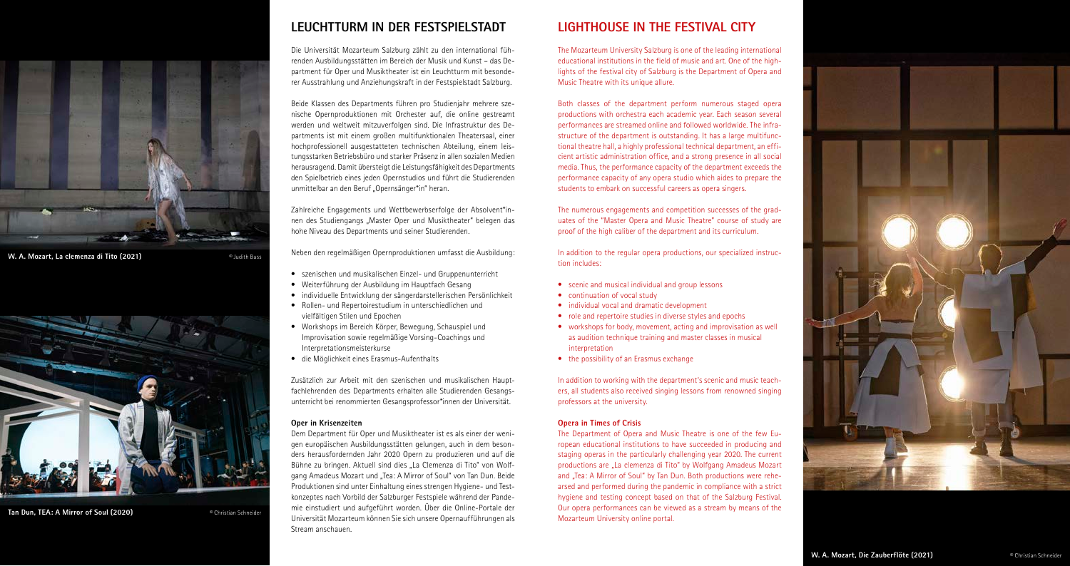## LEUCHTTURM IN DER FESTSPIELSTADT

Die Universität Mozarteum Salzburg zählt zu den international führenden Ausbildungsstätten im Bereich der Musik und Kunst – das Department für Oper und Musiktheater ist ein Leuchtturm mit besonderer Ausstrahlung und Anziehungskraft in der Festspielstadt Salzburg.

Beide Klassen des Departments führen pro Studienjahr mehrere szenische Opernproduktionen mit Orchester auf, die online gestreamt werden und weltweit mitzuverfolgen sind. Die Infrastruktur des Departments ist mit einem großen multifunktionalen Theatersaal, einer hochprofessionell ausgestatteten technischen Abteilung, einem leistungsstarken Betriebsbüro und starker Präsenz in allen sozialen Medien herausragend. Damit übersteigt die Leistungsfähigkeit des Departments den Spielbetrieb eines jeden Opernstudios und führt die Studierenden unmittelbar an den Beruf „Opernsänger*in" heran.

Zahlreiche Engagements und Wettbewerbserfolge der Absolvent*innen des Studiengangs „Master Oper und Musiktheater" belegen das hohe Niveau des Departments und seiner Studierenden.

Neben den regelmäßigen Opernproduktionen umfasst die Ausbildung:

- szenischen und musikalischen Einzel- und Gruppenunterricht
- Weiterführung der Ausbildung im Hauptfach Gesang
- individuelle Entwicklung der sängerdarstellerischen Persönlichkeit
- Rollen- und Repertoirestudium in unterschiedlichen und vielfältigen Stilen und Epochen
- Workshops im Bereich Körper, Bewegung, Schauspiel und Improvisation sowie regelmäßige Vorsing-Coachings und Interpretationsmeisterkurse
- die Möglichkeit eines Erasmus-Aufenthalts

Zusätzlich zur Arbeit mit den szenischen und musikalischen Hauptfachlehrenden des Departments erhalten alle Studierenden Gesangsunterricht bei renommierten Gesangsprofessor*innen der Universität.

### Oper in Krisenzeiten

Dem Department für Oper und Musiktheater ist es als einer der wenigen europäischen Ausbildungsstätten gelungen, auch in dem besonders herausfordernden Jahr 2020 Opern zu produzieren und auf die Bühne zu bringen. Aktuell sind dies „La Clemenza di Tito" von Wolfgang Amadeus Mozart und „Tea: A Mirror of Soul" von Tan Dun. Beide Produktionen sind unter Einhaltung eines strengen Hygiene- und Testkonzeptes nach Vorbild der Salzburger Festspiele während der Pandemie einstudiert und aufgeführt worden. Über die Online-Portale der Universität Mozarteum können Sie sich unsere Opernaufführungen als Stream anschauen.

**W. A. Mozart, La clemenza di Tito (2021)** © Judith Buss

**Tan Dun, TEA: A Mirror of Soul (2020)** © Christian Schneider

## LIGHTHOUSE IN THE FESTIVAL CITY

The Mozarteum University Salzburg is one of the leading international educational institutions in the field of music and art. One of the highlights of the festival city of Salzburg is the Department of Opera and Music Theatre with its unique allure.

Both classes of the department perform numerous staged opera productions with orchestra each academic year. Each season several performances are streamed online and followed worldwide. The infrastructure of the department is outstanding. It has a large multifunctional theatre hall, a highly professional technical department, an efficient artistic administration office, and a strong presence in all social media. Thus, the performance capacity of the department exceeds the performance capacity of any opera studio which aides to prepare the students to embark on successful careers as opera singers.

The numerous engagements and competition successes of the graduates of the "Master Opera and Music Theatre" course of study are proof of the high caliber of the department and its curriculum.

In addition to the regular opera productions, our specialized instruction includes:

- scenic and musical individual and group lessons
- continuation of vocal study
- individual vocal and dramatic development
- role and repertoire studies in diverse styles and epochs
- workshops for body, movement, acting and improvisation as well as audition technique training and master classes in musical interpretation
- the possibility of an Erasmus exchange

In addition to working with the department's scenic and music teachers, all students also received singing lessons from renowned singing professors at the university.

### Opera in Times of Crisis

The Department of Opera and Music Theatre is one of the few European educational institutions to have succeeded in producing and staging operas in the particularly challenging year 2020. The current productions are „La clemenza di Tito" by Wolfgang Amadeus Mozart and „Tea: A Mirror of Soul" by Tan Dun. Both productions were rehearsed and performed during the pandemic in compliance with a strict hygiene and testing concept based on that of the Salzburg Festival. Our opera performances can be viewed as a stream by means of the Mozarteum University online portal.

**W. A. Mozart, Die Zauberflöte (2021)** © Christian Schneider